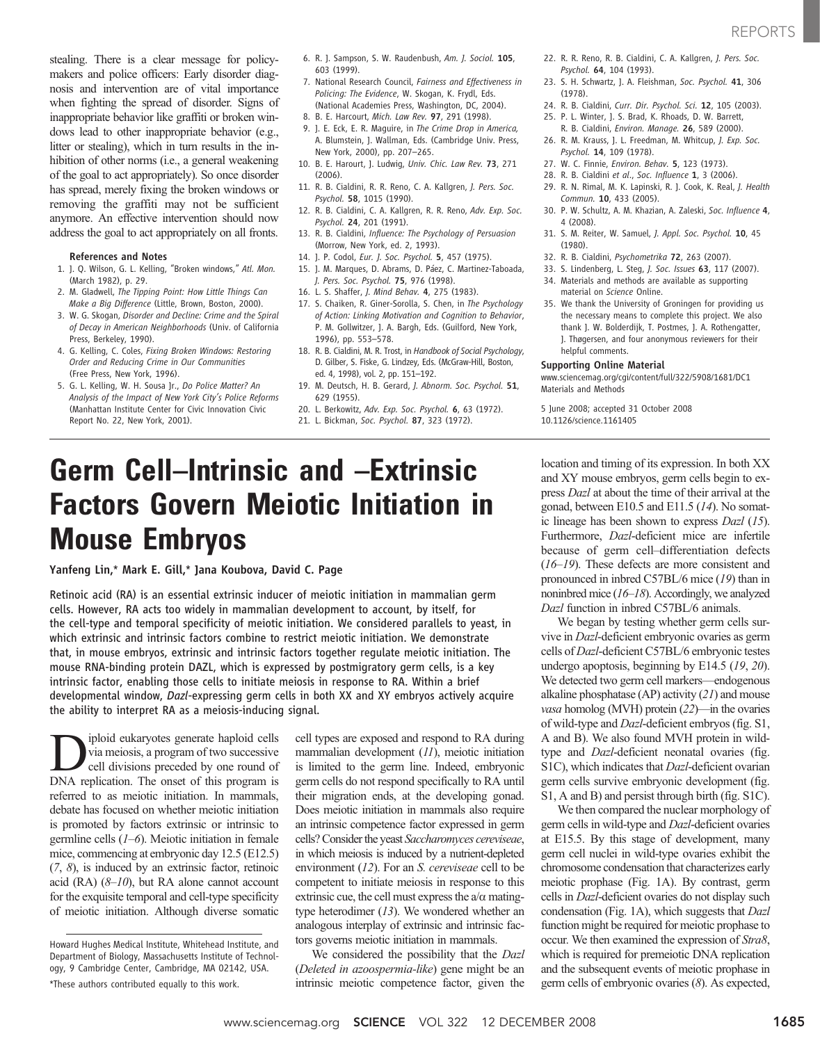stealing. There is a clear message for policy-makers and police officers: Early disorder diagnosis and intervention are of vital importance when fighting the spread of disorder. Signs of inappropriate behavior like graffiti or broken windows lead to other inappropriate behavior (e.g., litter or stealing), which in turn results in the inhibition of other norms (i.e., a general weakening of the goal to act appropriately). So once disorder has spread, merely fixing the broken windows or removing the graffiti may not be sufficient anymore. An effective intervention should now address the goal to act appropriately on all fronts.

#### References and Notes

1. J. Q. Wilson, G. L. Kelling, "Broken windows," *Atl. Mon.* (March 1982), p. 29.
2. M. Gladwell, *The Tipping Point: How Little Things Can Make a Big Difference* (Little, Brown, Boston, 2000).
3. W. G. Skogan, *Disorder and Decline: Crime and the Spiral of Decay in American Neighborhoods* (Univ. of California Press, Berkeley, 1990).
4. G. Kelling, C. Coles, *Fixing Broken Windows: Restoring Order and Reducing Crime in Our Communities* (Free Press, New York, 1996).
5. G. L. Kelling, W. H. Sousa Jr., *Do Police Matter? An Analysis of the Impact of New York City's Police Reforms* (Manhattan Institute Center for Civic Innovation Civic Report No. 22, New York, 2001).
6. R. J. Sampson, S. W. Raudenbush, *Am. J. Sociol.* **105**, 603 (1999).
7. National Research Council, *Fairness and Effectiveness in Policing: The Evidence*, W. Skogan, K. Frydl, Eds. (National Academies Press, Washington, DC, 2004).
8. B. E. Harcourt, *Mich. Law Rev.* **97**, 291 (1998).
9. J. E. Eck, E. R. Maguire, in *The Crime Drop in America*, A. Blumstein, J. Wallman, Eds. (Cambridge Univ. Press, New York, 2000), pp. 207–265.
10. B. E. Harourt, J. Ludwig, *Univ. Chic. Law Rev.* **73**, 271 (2006).
11. R. B. Cialdini, R. R. Reno, C. A. Kallgren, *J. Pers. Soc. Psychol.* **58**, 1015 (1990).
12. R. B. Cialdini, C. A. Kallgren, R. R. Reno, *Adv. Exp. Soc. Psychol.* **24**, 201 (1991).
13. R. B. Cialdini, *Influence: The Psychology of Persuasion* (Morrow, New York, ed. 2, 1993).
14. J. P. Codol, *Eur. J. Soc. Psychol.* **5**, 457 (1975).
15. J. M. Marques, D. Abrams, D. Páez, C. Martinez-Taboada, *J. Pers. Soc. Psychol.* **75**, 976 (1998).
16. L. S. Shaffer, *J. Mind Behav.* **4**, 275 (1983).
17. S. Chaiken, R. Giner-Sorolla, S. Chen, in *The Psychology of Action: Linking Motivation and Cognition to Behavior*, P. M. Gollwitzer, J. A. Bargh, Eds. (Guilford, New York, 1996), pp. 553–578.
18. R. B. Cialdini, M. R. Trost, in *Handbook of Social Psychology*, D. Gilber, S. Fiske, G. Lindzey, Eds. (McGraw-Hill, Boston, ed. 4, 1998), vol. 2, pp. 151–192.
19. M. Deutsch, H. B. Gerard, *J. Abnorm. Soc. Psychol.* **51**, 629 (1955).
20. L. Berkowitz, *Adv. Exp. Soc. Psychol.* **6**, 63 (1972).
21. L. Bickman, *Soc. Psychol.* **87**, 323 (1972).
22. R. R. Reno, R. B. Cialdini, C. A. Kallgren, *J. Pers. Soc. Psychol.* **64**, 104 (1993).
23. S. H. Schwartz, J. A. Fleishman, *Soc. Psychol.* **41**, 306 (1978).
24. R. B. Cialdini, *Curr. Dir. Psychol. Sci.* **12**, 105 (2003).
25. P. L. Winter, S. Brad, K. Rhoads, D. W. Barrett, R. B. Cialdini, *Environ. Manage.* **26**, 589 (2000).
26. R. M. Krauss, J. L. Freedman, M. Whitcup, *J. Exp. Soc. Psychol.* **14**, 109 (1978).
27. W. C. Finnie, *Environ. Behav.* **5**, 123 (1973).
28. R. B. Cialdini *et al.*, *Soc. Influence* **1**, 3 (2006).
29. R. N. Rimal, M. K. Lapinski, R. J. Cook, K. Real, *J. Health Commun.* **10**, 433 (2005).
30. P. W. Schultz, A. M. Khazian, A. Zaleski, *Soc. Influence* **4**, 4 (2008).
31. S. M. Reiter, W. Samuel, *J. Appl. Soc. Psychol.* **10**, 45 (1980).
32. R. B. Cialdini, *Psychometrika* **72**, 263 (2007).
33. S. Lindenberg, L. Steg, *J. Soc. Issues* **63**, 117 (2007).
34. Materials and methods are available as supporting material on *Science* Online.
35. We thank the University of Groningen for providing us the necessary means to complete this project. We also thank J. W. Bolderdijk, T. Postmes, J. A. Rothengatter, J. Thøgersen, and four anonymous reviewers for their helpful comments.

#### Supporting Online Material

www.sciencemag.org/cgi/content/full/322/5908/1681/DC1
Materials and Methods

5 June 2008; accepted 31 October 2008
10.1126/science.1161405

# Germ Cell–Intrinsic and –Extrinsic Factors Govern Meiotic Initiation in Mouse Embryos

Yanfeng Lin,* Mark E. Gill,* Jana Koubova, David C. Page

Retinoic acid (RA) is an essential extrinsic inducer of meiotic initiation in mammalian germ cells. However, RA acts too widely in mammalian development to account, by itself, for the cell-type and temporal specificity of meiotic initiation. We considered parallels to yeast, in which extrinsic and intrinsic factors combine to restrict meiotic initiation. We demonstrate that, in mouse embryos, extrinsic and intrinsic factors together regulate meiotic initiation. The mouse RNA-binding protein DAZL, which is expressed by postmigratory germ cells, is a key intrinsic factor, enabling those cells to initiate meiosis in response to RA. Within a brief developmental window, *Dazl*-expressing germ cells in both XX and XY embryos actively acquire the ability to interpret RA as a meiosis-inducing signal.

Diploid eukaryotes generate haploid cells via meiosis, a program of two successive cell divisions preceded by one round of DNA replication. The onset of this program is referred to as meiotic initiation. In mammals, debate has focused on whether meiotic initiation is promoted by factors extrinsic or intrinsic to germline cells (*1*–*6*). Meiotic initiation in female mice, commencing at embryonic day 12.5 (E12.5) (*7*, *8*), is induced by an extrinsic factor, retinoic acid (RA) (*8*–*10*), but RA alone cannot account for the exquisite temporal and cell-type specificity of meiotic initiation. Although diverse somatic cell types are exposed and respond to RA during mammalian development (*11*), meiotic initiation is limited to the germ line. Indeed, embryonic germ cells do not respond specifically to RA until their migration ends, at the developing gonad. Does meiotic initiation in mammals also require an intrinsic competence factor expressed in germ cells? Consider the yeast *Saccharomyces cerevisiae*, in which meiosis is induced by a nutrient-depleted environment (*12*). For an *S. cerevisiae* cell to be competent to initiate meiosis in response to this extrinsic cue, the cell must express the a/α mating-type heterodimer (*13*). We wondered whether an analogous interplay of extrinsic and intrinsic factors governs meiotic initiation in mammals.

We considered the possibility that the *Dazl* (*Deleted in azoospermia-like*) gene might be an intrinsic meiotic competence factor, given the location and timing of its expression. In both XX and XY mouse embryos, germ cells begin to express *Dazl* at about the time of their arrival at the gonad, between E10.5 and E11.5 (*14*). No somatic lineage has been shown to express *Dazl* (*15*). Furthermore, *Dazl*-deficient mice are infertile because of germ cell–differentiation defects (*16*–*19*). These defects are more consistent and pronounced in inbred C57BL/6 mice (*19*) than in noninbred mice (*16*–*18*). Accordingly, we analyzed *Dazl* function in inbred C57BL/6 animals.

We began by testing whether germ cells survive in *Dazl*-deficient embryonic ovaries as germ cells of *Dazl*-deficient C57BL/6 embryonic testes undergo apoptosis, beginning by E14.5 (*19*, *20*). We detected two germ cell markers—endogenous alkaline phosphatase (AP) activity (*21*) and mouse *vasa* homolog (MVH) protein (*22*)—in the ovaries of wild-type and *Dazl*-deficient embryos (fig. S1, A and B). We also found MVH protein in wild-type and *Dazl*-deficient neonatal ovaries (fig. S1C), which indicates that *Dazl*-deficient ovarian germ cells survive embryonic development (fig. S1, A and B) and persist through birth (fig. S1C).

We then compared the nuclear morphology of germ cells in wild-type and *Dazl*-deficient ovaries at E15.5. By this stage of development, many germ cell nuclei in wild-type ovaries exhibit the chromosome condensation that characterizes early meiotic prophase (Fig. 1A). By contrast, germ cells in *Dazl*-deficient ovaries do not display such condensation (Fig. 1A), which suggests that *Dazl* function might be required for meiotic prophase to occur. We then examined the expression of *Stra8*, which is required for premeiotic DNA replication and the subsequent events of meiotic prophase in germ cells of embryonic ovaries (*8*). As expected,

Howard Hughes Medical Institute, Whitehead Institute, and Department of Biology, Massachusetts Institute of Technology, 9 Cambridge Center, Cambridge, MA 02142, USA.

*These authors contributed equally to this work.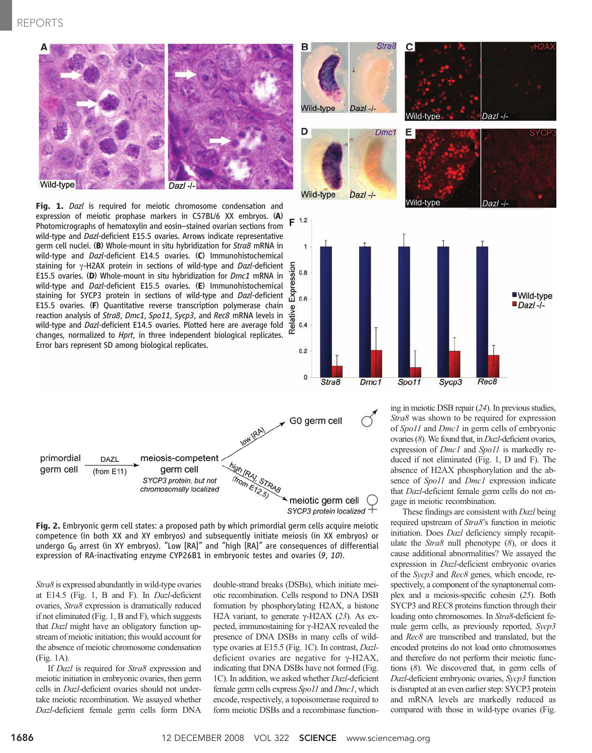**Fig. 1.** *Dazl* is required for meiotic chromosome condensation and expression of meiotic prophase markers in C57BL/6 XX embryos. (**A**) Photomicrographs of hematoxylin and eosin–stained ovarian sections from wild-type and *Dazl*-deficient E15.5 ovaries. Arrows indicate representative germ cell nuclei. (**B**) Whole-mount in situ hybridization for *Stra8* mRNA in wild-type and *Dazl*-deficient E14.5 ovaries. (**C**) Immunohistochemical staining for γ-H2AX protein in sections of wild-type and *Dazl*-deficient E15.5 ovaries. (**D**) Whole-mount in situ hybridization for *Dmc1* mRNA in wild-type and *Dazl*-deficient E15.5 ovaries. (**E**) Immunohistochemical staining for SYCP3 protein in sections of wild-type and *Dazl*-deficient E15.5 ovaries. (**F**) Quantitative reverse transcription polymerase chain reaction analysis of *Stra8*, *Dmc1*, *Spo11*, *Sycp3*, and *Rec8* mRNA levels in wild-type and *Dazl*-deficient E14.5 ovaries. Plotted here are average fold changes, normalized to *Hprt*, in three independent biological replicates. Error bars represent SD among biological replicates.

**Fig. 2.** Embryonic germ cell states: a proposed path by which primordial germ cells acquire meiotic competence (in both XX and XY embryos) and subsequently initiate meiosis (in XX embryos) or undergo $G_0$ arrest (in XY embryos). "Low [RA]" and "high [RA]" are consequences of differential expression of RA-inactivating enzyme CYP26B1 in embryonic testes and ovaries (*9*, *10*).

*Stra8* is expressed abundantly in wild-type ovaries at E14.5 (Fig. 1, B and F). In *Dazl*-deficient ovaries, *Stra8* expression is dramatically reduced if not eliminated (Fig. 1, B and F), which suggests that *Dazl* might have an obligatory function upstream of meiotic initiation; this would account for the absence of meiotic chromosome condensation (Fig. 1A).

If *Dazl* is required for *Stra8* expression and meiotic initiation in embryonic ovaries, then germ cells in *Dazl*-deficient ovaries should not undertake meiotic recombination. We assayed whether *Dazl*-deficient female germ cells form DNA double-strand breaks (DSBs), which initiate meiotic recombination. Cells respond to DNA DSB formation by phosphorylating H2AX, a histone H2A variant, to generate γ-H2AX (*23*). As expected, immunostaining for γ-H2AX revealed the presence of DNA DSBs in many cells of wild-type ovaries at E15.5 (Fig. 1C). In contrast, *Dazl*-deficient ovaries are negative for γ-H2AX, indicating that DNA DSBs have not formed (Fig. 1C). In addition, we asked whether *Dazl*-deficient female germ cells express *Spo11* and *Dmc1*, which encode, respectively, a topoisomerase required to form meiotic DSBs and a recombinase functioning in meiotic DSB repair (*24*). In previous studies, *Stra8* was shown to be required for expression of *Spo11* and *Dmc1* in germ cells of embryonic ovaries (*8*). We found that, in *Dazl*-deficient ovaries, expression of *Dmc1* and *Spo11* is markedly reduced if not eliminated (Fig. 1, D and F). The absence of H2AX phosphorylation and the absence of *Spo11* and *Dmc1* expression indicate that *Dazl*-deficient female germ cells do not engage in meiotic recombination.

These findings are consistent with *Dazl* being required upstream of *Stra8*'s function in meiotic initiation. Does *Dazl* deficiency simply recapitulate the *Stra8* null phenotype (*8*), or does it cause additional abnormalities? We assayed the expression in *Dazl*-deficient embryonic ovaries of the *Sycp3* and *Rec8* genes, which encode, respectively, a component of the synaptonemal complex and a meiosis-specific cohesin (*25*). Both SYCP3 and REC8 proteins function through their loading onto chromosomes. In *Stra8*-deficient female germ cells, as previously reported, *Sycp3* and *Rec8* are transcribed and translated, but the encoded proteins do not load onto chromosomes and therefore do not perform their meiotic functions (*8*). We discovered that, in germ cells of *Dazl*-deficient embryonic ovaries, *Sycp3* function is disrupted at an even earlier step: SYCP3 protein and mRNA levels are markedly reduced as compared with those in wild-type ovaries (Fig.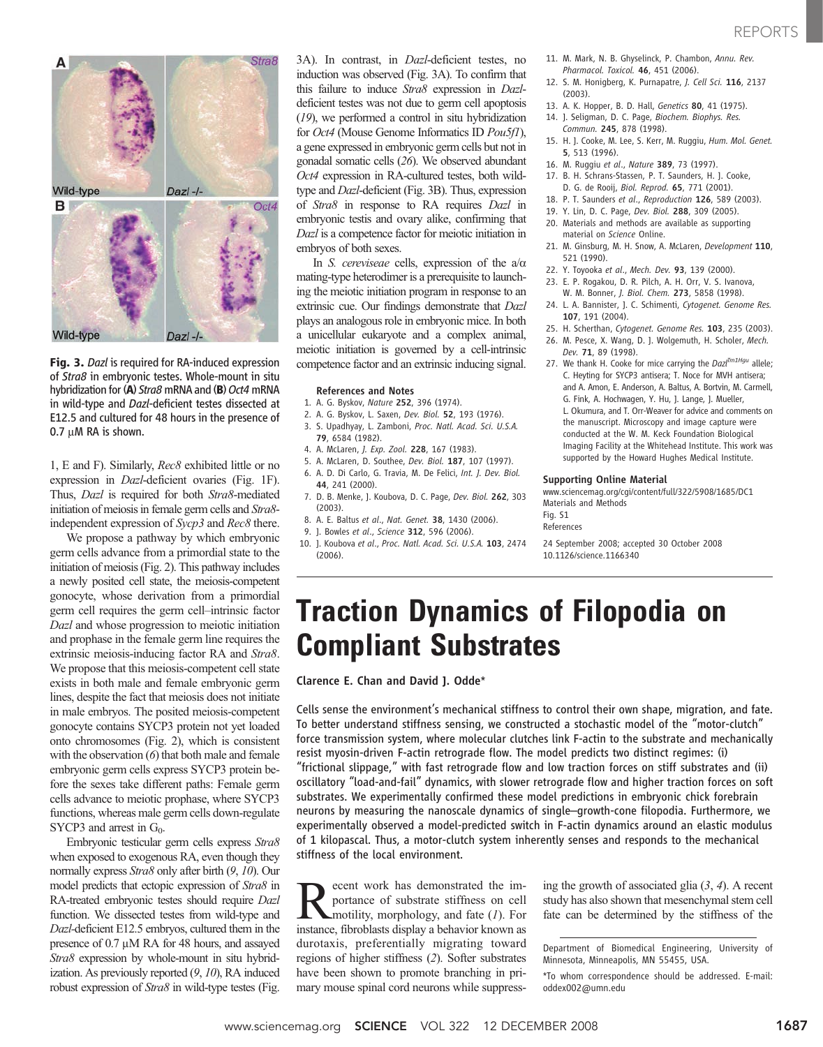A Wild-type | Dazl -/- | Stra8

B Wild-type | Dazl -/- | Oct4

**Fig. 3.** *Dazl* is required for RA-induced expression of *Stra8* in embryonic testes. Whole-mount in situ hybridization for (**A**) *Stra8* mRNA and (**B**) *Oct4* mRNA in wild-type and *Dazl*-deficient testes dissected at E12.5 and cultured for 48 hours in the presence of 0.7 μM RA is shown.

1, E and F). Similarly, *Rec8* exhibited little or no expression in *Dazl*-deficient ovaries (Fig. 1F). Thus, *Dazl* is required for both *Stra8*-mediated initiation of meiosis in female germ cells and *Stra8*-independent expression of *Sycp3* and *Rec8* there.

We propose a pathway by which embryonic germ cells advance from a primordial state to the initiation of meiosis (Fig. 2). This pathway includes a newly posited cell state, the meiosis-competent gonocyte, whose derivation from a primordial germ cell requires the germ cell–intrinsic factor *Dazl* and whose progression to meiotic initiation and prophase in the female germ line requires the extrinsic meiosis-inducing factor RA and *Stra8*. We propose that this meiosis-competent cell state exists in both male and female embryonic germ lines, despite the fact that meiosis does not initiate in male embryos. The posited meiosis-competent gonocyte contains SYCP3 protein not yet loaded onto chromosomes (Fig. 2), which is consistent with the observation (*6*) that both male and female embryonic germ cells express SYCP3 protein before the sexes take different paths: Female germ cells advance to meiotic prophase, where SYCP3 functions, whereas male germ cells down-regulate SYCP3 and arrest in $G_0$.

Embryonic testicular germ cells express *Stra8* when exposed to exogenous RA, even though they normally express *Stra8* only after birth (*9*, *10*). Our model predicts that ectopic expression of *Stra8* in RA-treated embryonic testes should require *Dazl* function. We dissected testes from wild-type and *Dazl*-deficient E12.5 embryos, cultured them in the presence of 0.7 μM RA for 48 hours, and assayed *Stra8* expression by whole-mount in situ hybridization. As previously reported (*9*, *10*), RA induced robust expression of *Stra8* in wild-type testes (Fig. 3A). In contrast, in *Dazl*-deficient testes, no induction was observed (Fig. 3A). To confirm that this failure to induce *Stra8* expression in *Dazl*-deficient testes was not due to germ cell apoptosis (*19*), we performed a control in situ hybridization for *Oct4* (Mouse Genome Informatics ID *Pou5f1*), a gene expressed in embryonic germ cells but not in gonadal somatic cells (*26*). We observed abundant *Oct4* expression in RA-cultured testes, both wild-type and *Dazl*-deficient (Fig. 3B). Thus, expression of *Stra8* in response to RA requires *Dazl* in embryonic testis and ovary alike, confirming that *Dazl* is a competence factor for meiotic initiation in embryos of both sexes.

In *S. cereviseae* cells, expression of the a/α mating-type heterodimer is a prerequisite to launching the meiotic initiation program in response to an extrinsic cue. Our findings demonstrate that *Dazl* plays an analogous role in embryonic mice. In both a unicellular eukaryote and a complex animal, meiotic initiation is governed by a cell-intrinsic competence factor and an extrinsic inducing signal.

#### References and Notes

1. A. G. Byskov, *Nature* **252**, 396 (1974).
2. A. G. Byskov, L. Saxen, *Dev. Biol.* **52**, 193 (1976).
3. S. Upadhyay, L. Zamboni, *Proc. Natl. Acad. Sci. U.S.A.* **79**, 6584 (1982).
4. A. McLaren, *J. Exp. Zool.* **228**, 167 (1983).
5. A. McLaren, D. Southee, *Dev. Biol.* **187**, 107 (1997).
6. A. D. Di Carlo, G. Travia, M. De Felici, *Int. J. Dev. Biol.* **44**, 241 (2000).
7. D. B. Menke, J. Koubova, D. C. Page, *Dev. Biol.* **262**, 303 (2003).
8. A. E. Baltus *et al.*, *Nat. Genet.* **38**, 1430 (2006).
9. J. Bowles *et al.*, *Science* **312**, 596 (2006).
10. J. Koubova *et al.*, *Proc. Natl. Acad. Sci. U.S.A.* **103**, 2474 (2006).
11. M. Mark, N. B. Ghyselinck, P. Chambon, *Annu. Rev. Pharmacol. Toxicol.* **46**, 451 (2006).
12. S. M. Honigberg, K. Purnapatre, *J. Cell Sci.* **116**, 2137 (2003).
13. A. K. Hopper, B. D. Hall, *Genetics* **80**, 41 (1975).
14. J. Seligman, D. C. Page, *Biochem. Biophys. Res. Commun.* **245**, 878 (1998).
15. H. J. Cooke, M. Lee, S. Kerr, M. Ruggiu, *Hum. Mol. Genet.* **5**, 513 (1996).
16. M. Ruggiu *et al.*, *Nature* **389**, 73 (1997).
17. B. H. Schrans-Stassen, P. T. Saunders, H. J. Cooke, D. G. de Rooij, *Biol. Reprod.* **65**, 771 (2001).
18. P. T. Saunders *et al.*, *Reproduction* **126**, 589 (2003).
19. Y. Lin, D. C. Page, *Dev. Biol.* **288**, 309 (2005).
20. Materials and methods are available as supporting material on *Science* Online.
21. M. Ginsburg, M. H. Snow, A. McLaren, *Development* **110**, 521 (1990).
22. Y. Toyooka *et al.*, *Mech. Dev.* **93**, 139 (2000).
23. E. P. Rogakou, D. R. Pilch, A. H. Orr, V. S. Ivanova, W. M. Bonner, *J. Biol. Chem.* **273**, 5858 (1998).
24. L. A. Bannister, J. C. Schimenti, *Cytogenet. Genome Res.* **107**, 191 (2004).
25. H. Scherthan, *Cytogenet. Genome Res.* **103**, 235 (2003).
26. M. Pesce, X. Wang, D. J. Wolgemuth, H. Scholer, *Mech. Dev.* **71**, 89 (1998).
27. We thank H. Cooke for mice carrying the *Dazl*[Tm1Hgu] allele; C. Heyting for SYCP3 antisera; T. Noce for MVH antisera; and A. Amon, E. Anderson, A. Baltus, A. Bortvin, M. Carmell, G. Fink, A. Hochwagen, Y. Hu, J. Lange, J. Mueller, L. Okumura, and T. Orr-Weaver for advice and comments on the manuscript. Microscopy and image capture were conducted at the W. M. Keck Foundation Biological Imaging Facility at the Whitehead Institute. This work was supported by the Howard Hughes Medical Institute.

#### Supporting Online Material

www.sciencemag.org/cgi/content/full/322/5908/1685/DC1
Materials and Methods
Fig. S1
References

24 September 2008; accepted 30 October 2008
10.1126/science.1166340

# Traction Dynamics of Filopodia on Compliant Substrates

**Clarence E. Chan and David J. Odde***

**Cells sense the environment's mechanical stiffness to control their own shape, migration, and fate. To better understand stiffness sensing, we constructed a stochastic model of the "motor-clutch" force transmission system, where molecular clutches link F-actin to the substrate and mechanically resist myosin-driven F-actin retrograde flow. The model predicts two distinct regimes: (i) "frictional slippage," with fast retrograde flow and low traction forces on stiff substrates and (ii) oscillatory "load-and-fail" dynamics, with slower retrograde flow and higher traction forces on soft substrates. We experimentally confirmed these model predictions in embryonic chick forebrain neurons by measuring the nanoscale dynamics of single–growth-cone filopodia. Furthermore, we experimentally observed a model-predicted switch in F-actin dynamics around an elastic modulus of 1 kilopascal. Thus, a motor-clutch system inherently senses and responds to the mechanical stiffness of the local environment.**

Recent work has demonstrated the importance of substrate stiffness on cell motility, morphology, and fate (*1*). For instance, fibroblasts display a behavior known as durotaxis, preferentially migrating toward regions of higher stiffness (*2*). Softer substrates have been shown to promote branching in primary mouse spinal cord neurons while suppressing the growth of associated glia (*3*, *4*). A recent study has also shown that mesenchymal stem cell fate can be determined by the stiffness of the

Department of Biomedical Engineering, University of Minnesota, Minneapolis, MN 55455, USA.

*To whom correspondence should be addressed. E-mail: oddex002@umn.edu